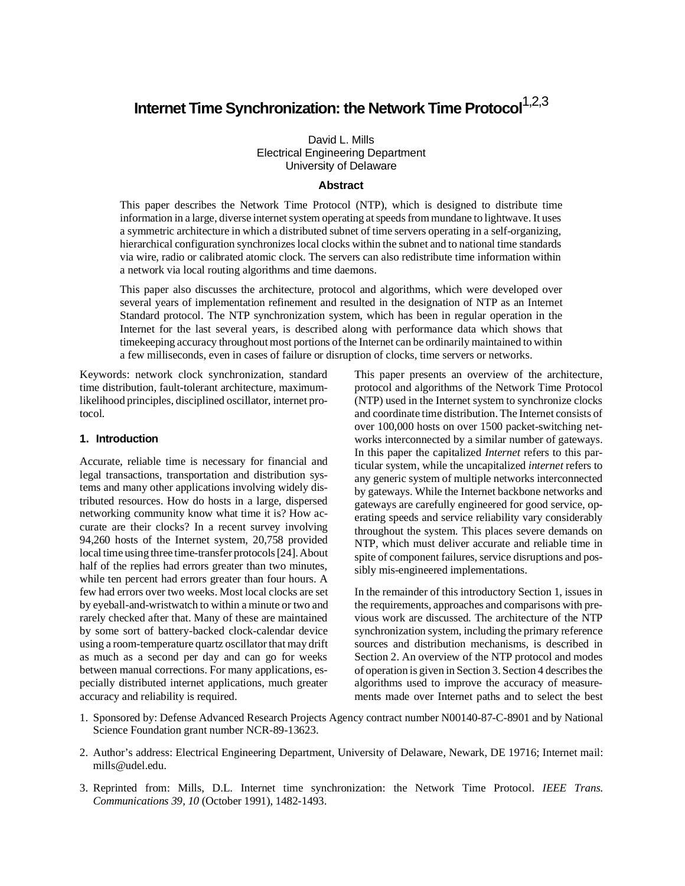# Internet Time Synchronization: the Network Time Protocol[1,2,3]

David L. Mills
Electrical Engineering Department
University of Delaware

### Abstract

This paper describes the Network Time Protocol (NTP), which is designed to distribute time information in a large, diverse internet system operating at speeds from mundane to lightwave. It uses a symmetric architecture in which a distributed subnet of time servers operating in a self-organizing, hierarchical configuration synchronizes local clocks within the subnet and to national time standards via wire, radio or calibrated atomic clock. The servers can also redistribute time information within a network via local routing algorithms and time daemons.

This paper also discusses the architecture, protocol and algorithms, which were developed over several years of implementation refinement and resulted in the designation of NTP as an Internet Standard protocol. The NTP synchronization system, which has been in regular operation in the Internet for the last several years, is described along with performance data which shows that timekeeping accuracy throughout most portions of the Internet can be ordinarily maintained to within a few milliseconds, even in cases of failure or disruption of clocks, time servers or networks.

Keywords: network clock synchronization, standard time distribution, fault-tolerant architecture, maximum-likelihood principles, disciplined oscillator, internet protocol.

## 1. Introduction

Accurate, reliable time is necessary for financial and legal transactions, transportation and distribution systems and many other applications involving widely distributed resources. How do hosts in a large, dispersed networking community know what time it is? How accurate are their clocks? In a recent survey involving 94,260 hosts of the Internet system, 20,758 provided local time using three time-transfer protocols [24]. About half of the replies had errors greater than two minutes, while ten percent had errors greater than four hours. A few had errors over two weeks. Most local clocks are set by eyeball-and-wristwatch to within a minute or two and rarely checked after that. Many of these are maintained by some sort of battery-backed clock-calendar device using a room-temperature quartz oscillator that may drift as much as a second per day and can go for weeks between manual corrections. For many applications, especially distributed internet applications, much greater accuracy and reliability is required.

This paper presents an overview of the architecture, protocol and algorithms of the Network Time Protocol (NTP) used in the Internet system to synchronize clocks and coordinate time distribution. The Internet consists of over 100,000 hosts on over 1500 packet-switching networks interconnected by a similar number of gateways. In this paper the capitalized *Internet* refers to this particular system, while the uncapitalized *internet* refers to any generic system of multiple networks interconnected by gateways. While the Internet backbone networks and gateways are carefully engineered for good service, operating speeds and service reliability vary considerably throughout the system. This places severe demands on NTP, which must deliver accurate and reliable time in spite of component failures, service disruptions and possibly mis-engineered implementations.

In the remainder of this introductory Section 1, issues in the requirements, approaches and comparisons with previous work are discussed. The architecture of the NTP synchronization system, including the primary reference sources and distribution mechanisms, is described in Section 2. An overview of the NTP protocol and modes of operation is given in Section 3. Section 4 describes the algorithms used to improve the accuracy of measurements made over Internet paths and to select the best

1. Sponsored by: Defense Advanced Research Projects Agency contract number N00140-87-C-8901 and by National Science Foundation grant number NCR-89-13623.
2. Author's address: Electrical Engineering Department, University of Delaware, Newark, DE 19716; Internet mail: mills@udel.edu.
3. Reprinted from: Mills, D.L. Internet time synchronization: the Network Time Protocol. *IEEE Trans. Communications 39, 10* (October 1991), 1482-1493.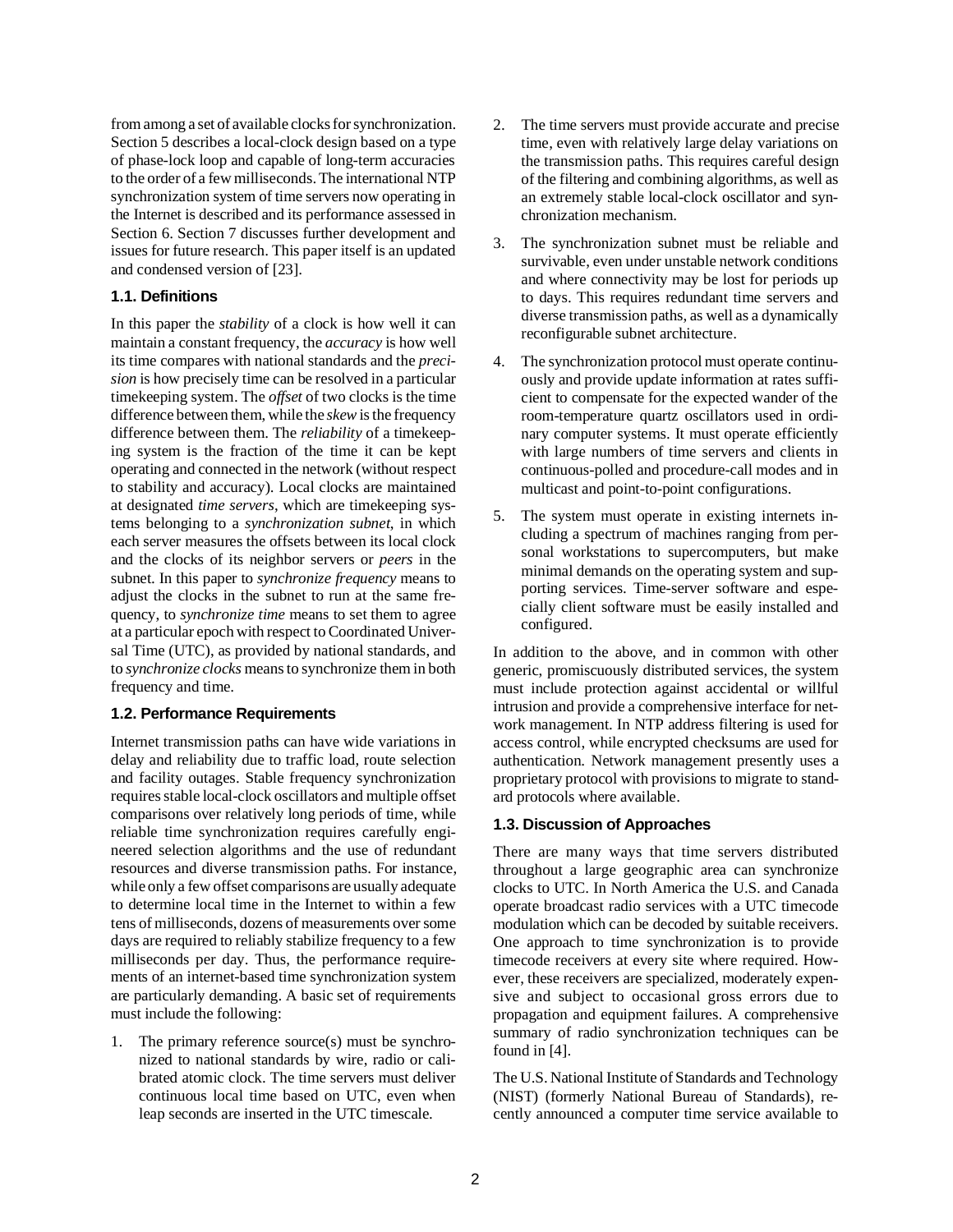from among a set of available clocks for synchronization. Section 5 describes a local-clock design based on a type of phase-lock loop and capable of long-term accuracies to the order of a few milliseconds. The international NTP synchronization system of time servers now operating in the Internet is described and its performance assessed in Section 6. Section 7 discusses further development and issues for future research. This paper itself is an updated and condensed version of [23].

### 1.1. Definitions

In this paper the *stability* of a clock is how well it can maintain a constant frequency, the *accuracy* is how well its time compares with national standards and the *precision* is how precisely time can be resolved in a particular timekeeping system. The *offset* of two clocks is the time difference between them, while the *skew* is the frequency difference between them. The *reliability* of a timekeeping system is the fraction of the time it can be kept operating and connected in the network (without respect to stability and accuracy). Local clocks are maintained at designated *time servers*, which are timekeeping systems belonging to a *synchronization subnet*, in which each server measures the offsets between its local clock and the clocks of its neighbor servers or *peers* in the subnet. In this paper to *synchronize frequency* means to adjust the clocks in the subnet to run at the same frequency, to *synchronize time* means to set them to agree at a particular epoch with respect to Coordinated Universal Time (UTC), as provided by national standards, and to *synchronize clocks* means to synchronize them in both frequency and time.

### 1.2. Performance Requirements

Internet transmission paths can have wide variations in delay and reliability due to traffic load, route selection and facility outages. Stable frequency synchronization requires stable local-clock oscillators and multiple offset comparisons over relatively long periods of time, while reliable time synchronization requires carefully engineered selection algorithms and the use of redundant resources and diverse transmission paths. For instance, while only a few offset comparisons are usually adequate to determine local time in the Internet to within a few tens of milliseconds, dozens of measurements over some days are required to reliably stabilize frequency to a few milliseconds per day. Thus, the performance requirements of an internet-based time synchronization system are particularly demanding. A basic set of requirements must include the following:

1. The primary reference source(s) must be synchronized to national standards by wire, radio or calibrated atomic clock. The time servers must deliver continuous local time based on UTC, even when leap seconds are inserted in the UTC timescale.
2. The time servers must provide accurate and precise time, even with relatively large delay variations on the transmission paths. This requires careful design of the filtering and combining algorithms, as well as an extremely stable local-clock oscillator and synchronization mechanism.
3. The synchronization subnet must be reliable and survivable, even under unstable network conditions and where connectivity may be lost for periods up to days. This requires redundant time servers and diverse transmission paths, as well as a dynamically reconfigurable subnet architecture.
4. The synchronization protocol must operate continuously and provide update information at rates sufficient to compensate for the expected wander of the room-temperature quartz oscillators used in ordinary computer systems. It must operate efficiently with large numbers of time servers and clients in continuous-polled and procedure-call modes and in multicast and point-to-point configurations.
5. The system must operate in existing internets including a spectrum of machines ranging from personal workstations to supercomputers, but make minimal demands on the operating system and supporting services. Time-server software and especially client software must be easily installed and configured.

In addition to the above, and in common with other generic, promiscuously distributed services, the system must include protection against accidental or willful intrusion and provide a comprehensive interface for network management. In NTP address filtering is used for access control, while encrypted checksums are used for authentication. Network management presently uses a proprietary protocol with provisions to migrate to standard protocols where available.

### 1.3. Discussion of Approaches

There are many ways that time servers distributed throughout a large geographic area can synchronize clocks to UTC. In North America the U.S. and Canada operate broadcast radio services with a UTC timecode modulation which can be decoded by suitable receivers. One approach to time synchronization is to provide timecode receivers at every site where required. However, these receivers are specialized, moderately expensive and subject to occasional gross errors due to propagation and equipment failures. A comprehensive summary of radio synchronization techniques can be found in [4].

The U.S. National Institute of Standards and Technology (NIST) (formerly National Bureau of Standards), recently announced a computer time service available to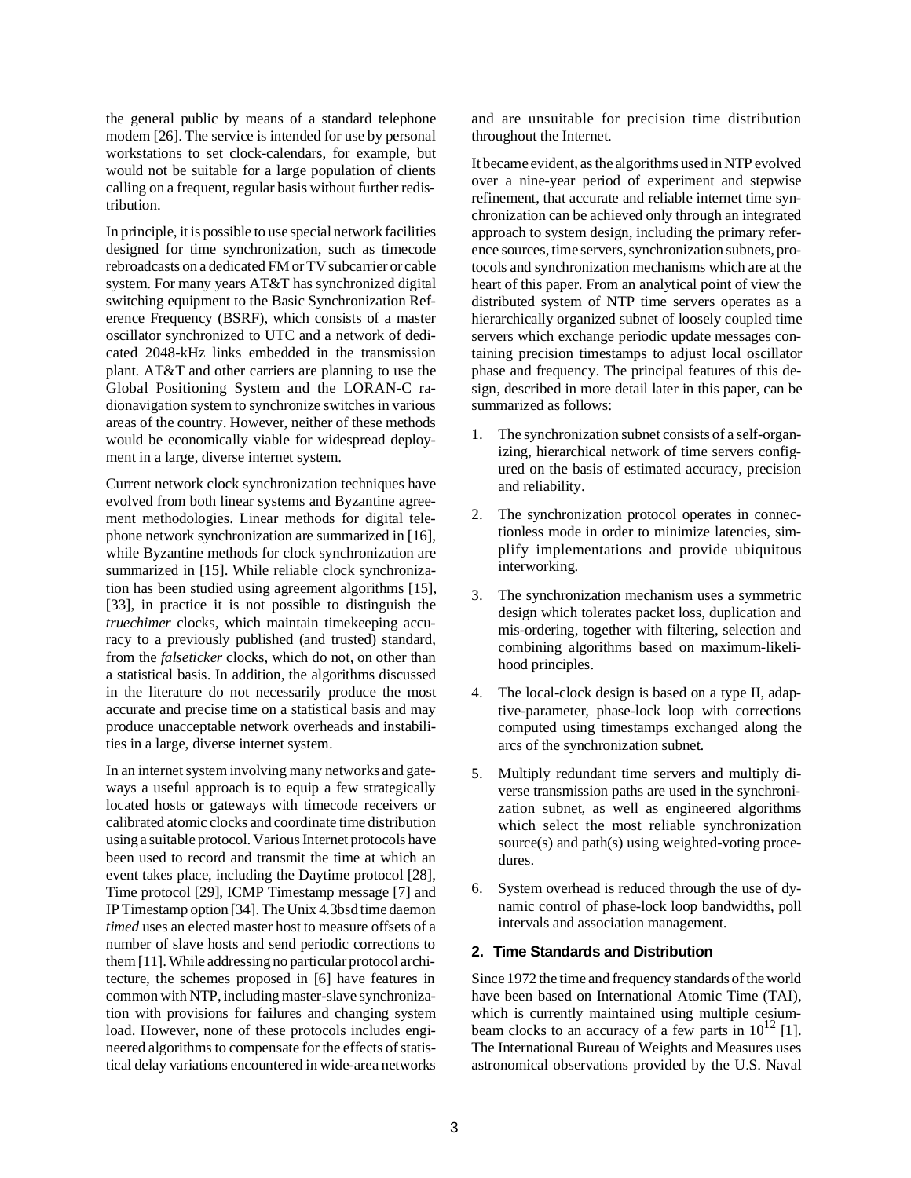the general public by means of a standard telephone modem [26]. The service is intended for use by personal workstations to set clock-calendars, for example, but would not be suitable for a large population of clients calling on a frequent, regular basis without further redistribution.

In principle, it is possible to use special network facilities designed for time synchronization, such as timecode rebroadcasts on a dedicated FM or TV subcarrier or cable system. For many years AT&T has synchronized digital switching equipment to the Basic Synchronization Reference Frequency (BSRF), which consists of a master oscillator synchronized to UTC and a network of dedicated 2048-kHz links embedded in the transmission plant. AT&T and other carriers are planning to use the Global Positioning System and the LORAN-C radionavigation system to synchronize switches in various areas of the country. However, neither of these methods would be economically viable for widespread deployment in a large, diverse internet system.

Current network clock synchronization techniques have evolved from both linear systems and Byzantine agreement methodologies. Linear methods for digital telephone network synchronization are summarized in [16], while Byzantine methods for clock synchronization are summarized in [15]. While reliable clock synchronization has been studied using agreement algorithms [15], [33], in practice it is not possible to distinguish the *truechimer* clocks, which maintain timekeeping accuracy to a previously published (and trusted) standard, from the *falseticker* clocks, which do not, on other than a statistical basis. In addition, the algorithms discussed in the literature do not necessarily produce the most accurate and precise time on a statistical basis and may produce unacceptable network overheads and instabilities in a large, diverse internet system.

In an internet system involving many networks and gateways a useful approach is to equip a few strategically located hosts or gateways with timecode receivers or calibrated atomic clocks and coordinate time distribution using a suitable protocol. Various Internet protocols have been used to record and transmit the time at which an event takes place, including the Daytime protocol [28], Time protocol [29], ICMP Timestamp message [7] and IP Timestamp option [34]. The Unix 4.3bsd time daemon *timed* uses an elected master host to measure offsets of a number of slave hosts and send periodic corrections to them [11]. While addressing no particular protocol architecture, the schemes proposed in [6] have features in common with NTP, including master-slave synchronization with provisions for failures and changing system load. However, none of these protocols includes engineered algorithms to compensate for the effects of statistical delay variations encountered in wide-area networks and are unsuitable for precision time distribution throughout the Internet.

It became evident, as the algorithms used in NTP evolved over a nine-year period of experiment and stepwise refinement, that accurate and reliable internet time synchronization can be achieved only through an integrated approach to system design, including the primary reference sources, time servers, synchronization subnets, protocols and synchronization mechanisms which are at the heart of this paper. From an analytical point of view the distributed system of NTP time servers operates as a hierarchically organized subnet of loosely coupled time servers which exchange periodic update messages containing precision timestamps to adjust local oscillator phase and frequency. The principal features of this design, described in more detail later in this paper, can be summarized as follows:

1. The synchronization subnet consists of a self-organizing, hierarchical network of time servers configured on the basis of estimated accuracy, precision and reliability.
2. The synchronization protocol operates in connectionless mode in order to minimize latencies, simplify implementations and provide ubiquitous interworking.
3. The synchronization mechanism uses a symmetric design which tolerates packet loss, duplication and mis-ordering, together with filtering, selection and combining algorithms based on maximum-likelihood principles.
4. The local-clock design is based on a type II, adaptive-parameter, phase-lock loop with corrections computed using timestamps exchanged along the arcs of the synchronization subnet.
5. Multiply redundant time servers and multiply diverse transmission paths are used in the synchronization subnet, as well as engineered algorithms which select the most reliable synchronization source(s) and path(s) using weighted-voting procedures.
6. System overhead is reduced through the use of dynamic control of phase-lock loop bandwidths, poll intervals and association management.

## 2. Time Standards and Distribution

Since 1972 the time and frequency standards of the world have been based on International Atomic Time (TAI), which is currently maintained using multiple cesium-beam clocks to an accuracy of a few parts in $10^{12}$ [1]. The International Bureau of Weights and Measures uses astronomical observations provided by the U.S. Naval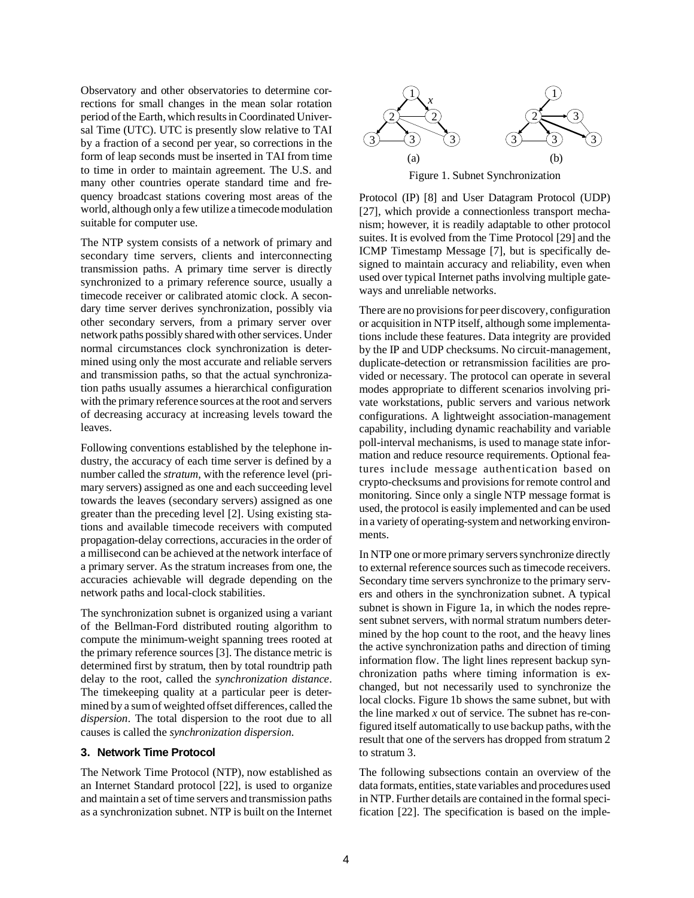Observatory and other observatories to determine corrections for small changes in the mean solar rotation period of the Earth, which results in Coordinated Universal Time (UTC). UTC is presently slow relative to TAI by a fraction of a second per year, so corrections in the form of leap seconds must be inserted in TAI from time to time in order to maintain agreement. The U.S. and many other countries operate standard time and frequency broadcast stations covering most areas of the world, although only a few utilize a timecode modulation suitable for computer use.

The NTP system consists of a network of primary and secondary time servers, clients and interconnecting transmission paths. A primary time server is directly synchronized to a primary reference source, usually a timecode receiver or calibrated atomic clock. A secondary time server derives synchronization, possibly via other secondary servers, from a primary server over network paths possibly shared with other services. Under normal circumstances clock synchronization is determined using only the most accurate and reliable servers and transmission paths, so that the actual synchronization paths usually assumes a hierarchical configuration with the primary reference sources at the root and servers of decreasing accuracy at increasing levels toward the leaves.

Following conventions established by the telephone industry, the accuracy of each time server is defined by a number called the *stratum*, with the reference level (primary servers) assigned as one and each succeeding level towards the leaves (secondary servers) assigned as one greater than the preceding level [2]. Using existing stations and available timecode receivers with computed propagation-delay corrections, accuracies in the order of a millisecond can be achieved at the network interface of a primary server. As the stratum increases from one, the accuracies achievable will degrade depending on the network paths and local-clock stabilities.

The synchronization subnet is organized using a variant of the Bellman-Ford distributed routing algorithm to compute the minimum-weight spanning trees rooted at the primary reference sources [3]. The distance metric is determined first by stratum, then by total roundtrip path delay to the root, called the *synchronization distance*. The timekeeping quality at a particular peer is determined by a sum of weighted offset differences, called the *dispersion*. The total dispersion to the root due to all causes is called the *synchronization dispersion*.

### 3. Network Time Protocol

The Network Time Protocol (NTP), now established as an Internet Standard protocol [22], is used to organize and maintain a set of time servers and transmission paths as a synchronization subnet. NTP is built on the Internet Protocol (IP) [8] and User Datagram Protocol (UDP) [27], which provide a connectionless transport mechanism; however, it is readily adaptable to other protocol suites. It is evolved from the Time Protocol [29] and the ICMP Timestamp Message [7], but is specifically designed to maintain accuracy and reliability, even when used over typical Internet paths involving multiple gateways and unreliable networks.

Figure 1. Subnet Synchronization

There are no provisions for peer discovery, configuration or acquisition in NTP itself, although some implementations include these features. Data integrity are provided by the IP and UDP checksums. No circuit-management, duplicate-detection or retransmission facilities are provided or necessary. The protocol can operate in several modes appropriate to different scenarios involving private workstations, public servers and various network configurations. A lightweight association-management capability, including dynamic reachability and variable poll-interval mechanisms, is used to manage state information and reduce resource requirements. Optional features include message authentication based on crypto-checksums and provisions for remote control and monitoring. Since only a single NTP message format is used, the protocol is easily implemented and can be used in a variety of operating-system and networking environments.

In NTP one or more primary servers synchronize directly to external reference sources such as timecode receivers. Secondary time servers synchronize to the primary servers and others in the synchronization subnet. A typical subnet is shown in Figure 1a, in which the nodes represent subnet servers, with normal stratum numbers determined by the hop count to the root, and the heavy lines the active synchronization paths and direction of timing information flow. The light lines represent backup synchronization paths where timing information is exchanged, but not necessarily used to synchronize the local clocks. Figure 1b shows the same subnet, but with the line marked *x* out of service. The subnet has re-configured itself automatically to use backup paths, with the result that one of the servers has dropped from stratum 2 to stratum 3.

The following subsections contain an overview of the data formats, entities, state variables and procedures used in NTP. Further details are contained in the formal specification [22]. The specification is based on the imple-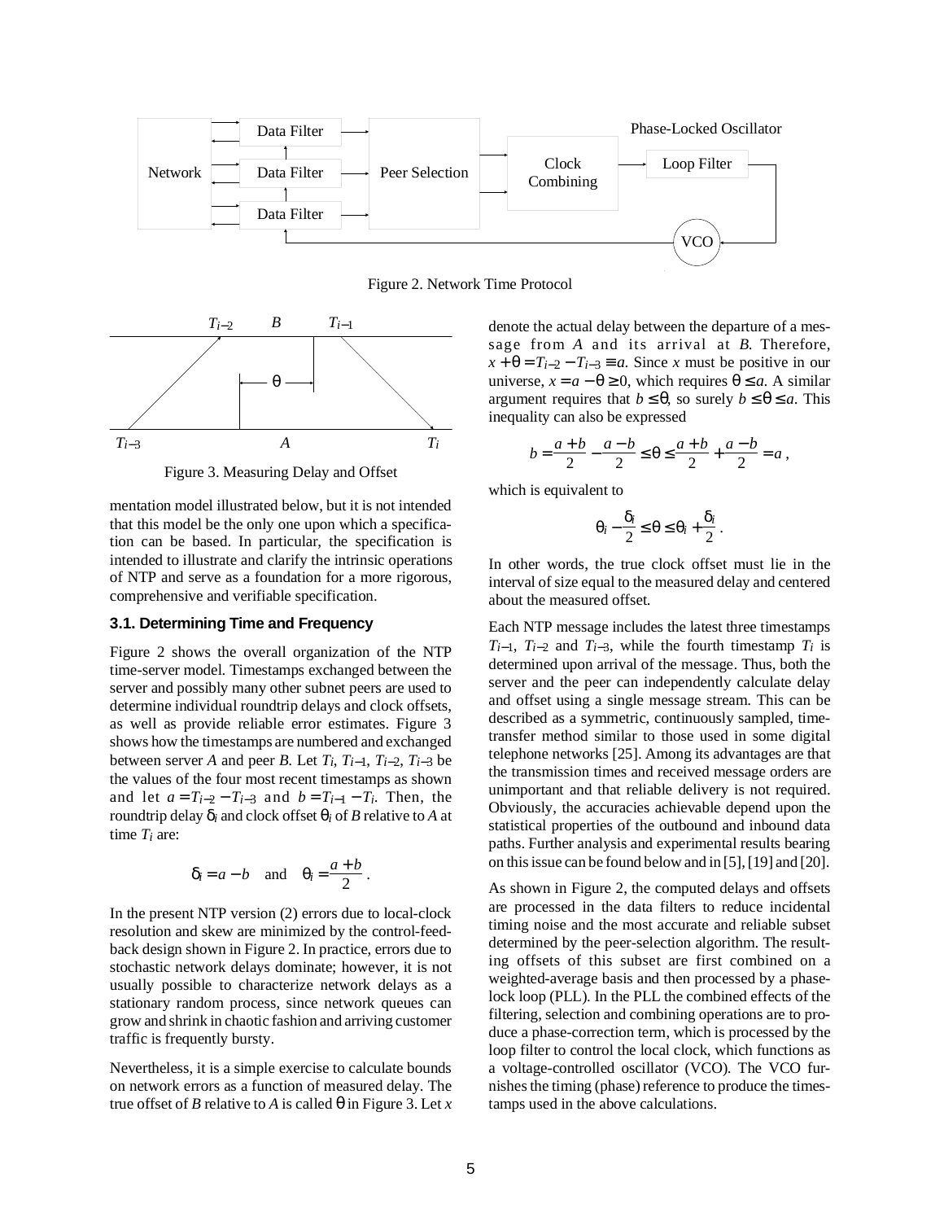Figure 2. Network Time Protocol

Figure 3. Measuring Delay and Offset

mentation model illustrated below, but it is not intended that this model be the only one upon which a specification can be based. In particular, the specification is intended to illustrate and clarify the intrinsic operations of NTP and serve as a foundation for a more rigorous, comprehensive and verifiable specification.

### 3.1. Determining Time and Frequency

Figure 2 shows the overall organization of the NTP time-server model. Timestamps exchanged between the server and possibly many other subnet peers are used to determine individual roundtrip delays and clock offsets, as well as provide reliable error estimates. Figure 3 shows how the timestamps are numbered and exchanged between server *A* and peer *B*. Let $T_i$, $T_{i-1}$, $T_{i-2}$, $T_{i-3}$ be the values of the four most recent timestamps as shown and let $a = T_{i-2} - T_{i-3}$ and $b = T_{i-1} - T_i$. Then, the roundtrip delay $\delta_i$ and clock offset $\theta_i$ of *B* relative to *A* at time $T_i$ are:

$$\delta_i = a - b \quad \text{and} \quad \theta_i = \frac{a+b}{2} .$$

In the present NTP version (2) errors due to local-clock resolution and skew are minimized by the control-feedback design shown in Figure 2. In practice, errors due to stochastic network delays dominate; however, it is not usually possible to characterize network delays as a stationary random process, since network queues can grow and shrink in chaotic fashion and arriving customer traffic is frequently bursty.

Nevertheless, it is a simple exercise to calculate bounds on network errors as a function of measured delay. The true offset of *B* relative to *A* is called $\theta$ in Figure 3. Let $x$ denote the actual delay between the departure of a message from *A* and its arrival at *B*. Therefore, $x + \theta = T_{i-2} - T_{i-3} \equiv a$. Since $x$ must be positive in our universe, $x = a - \theta \geq 0$, which requires $\theta \leq a$. A similar argument requires that $b \leq \theta$, so surely $b \leq \theta \leq a$. This inequality can also be expressed

$$b = \frac{a+b}{2} - \frac{a-b}{2} \leq \theta \leq \frac{a+b}{2} + \frac{a-b}{2} = a ,$$

which is equivalent to

$$\theta_i - \frac{\delta_i}{2} \leq \theta \leq \theta_i + \frac{\delta_i}{2} .$$

In other words, the true clock offset must lie in the interval of size equal to the measured delay and centered about the measured offset.

Each NTP message includes the latest three timestamps $T_{i-1}$, $T_{i-2}$ and $T_{i-3}$, while the fourth timestamp $T_i$ is determined upon arrival of the message. Thus, both the server and the peer can independently calculate delay and offset using a single message stream. This can be described as a symmetric, continuously sampled, time-transfer method similar to those used in some digital telephone networks [25]. Among its advantages are that the transmission times and received message orders are unimportant and that reliable delivery is not required. Obviously, the accuracies achievable depend upon the statistical properties of the outbound and inbound data paths. Further analysis and experimental results bearing on this issue can be found below and in [5], [19] and [20].

As shown in Figure 2, the computed delays and offsets are processed in the data filters to reduce incidental timing noise and the most accurate and reliable subset determined by the peer-selection algorithm. The resulting offsets of this subset are first combined on a weighted-average basis and then processed by a phase-lock loop (PLL). In the PLL the combined effects of the filtering, selection and combining operations are to produce a phase-correction term, which is processed by the loop filter to control the local clock, which functions as a voltage-controlled oscillator (VCO). The VCO furnishes the timing (phase) reference to produce the timestamps used in the above calculations.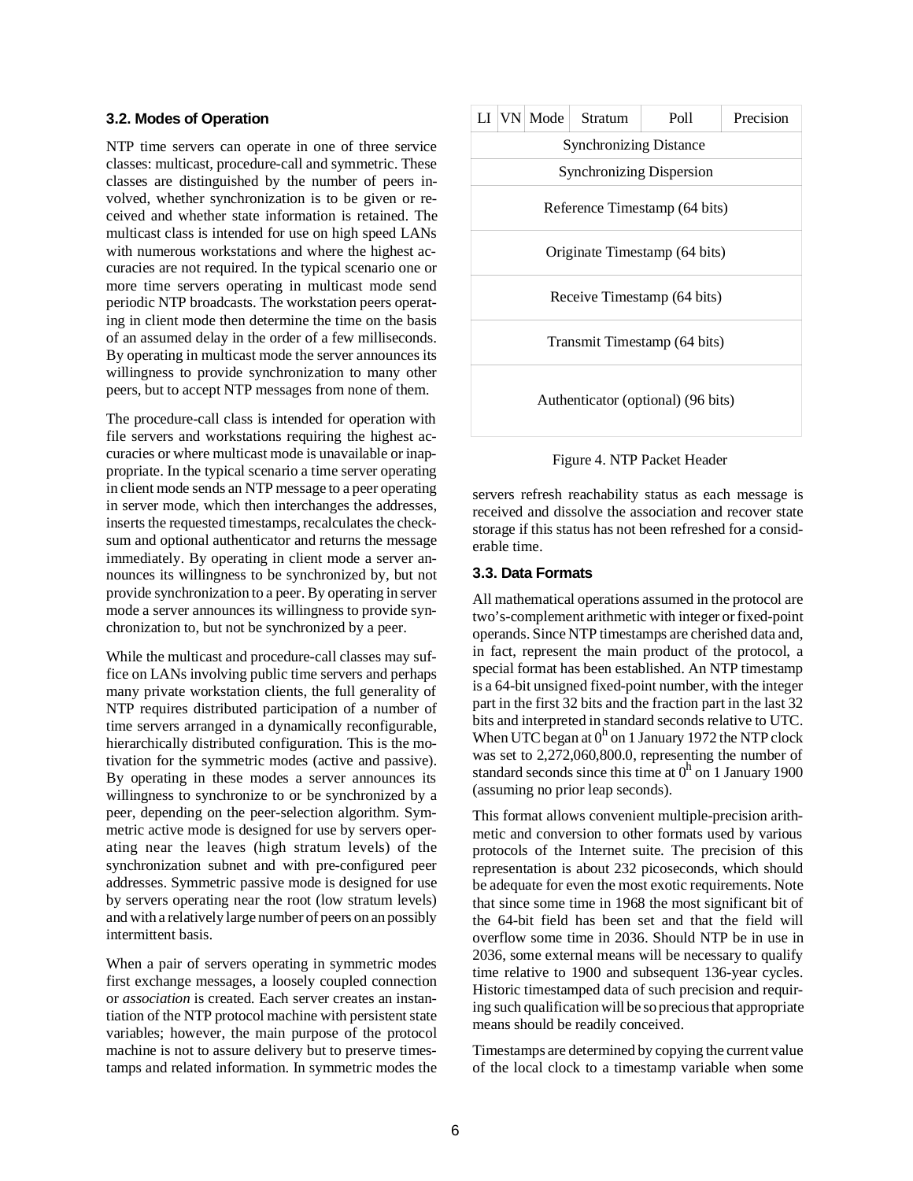### 3.2. Modes of Operation

NTP time servers can operate in one of three service classes: multicast, procedure-call and symmetric. These classes are distinguished by the number of peers involved, whether synchronization is to be given or received and whether state information is retained. The multicast class is intended for use on high speed LANs with numerous workstations and where the highest accuracies are not required. In the typical scenario one or more time servers operating in multicast mode send periodic NTP broadcasts. The workstation peers operating in client mode then determine the time on the basis of an assumed delay in the order of a few milliseconds. By operating in multicast mode the server announces its willingness to provide synchronization to many other peers, but to accept NTP messages from none of them.

The procedure-call class is intended for operation with file servers and workstations requiring the highest accuracies or where multicast mode is unavailable or inappropriate. In the typical scenario a time server operating in client mode sends an NTP message to a peer operating in server mode, which then interchanges the addresses, inserts the requested timestamps, recalculates the checksum and optional authenticator and returns the message immediately. By operating in client mode a server announces its willingness to be synchronized by, but not provide synchronization to a peer. By operating in server mode a server announces its willingness to provide synchronization to, but not be synchronized by a peer.

While the multicast and procedure-call classes may suffice on LANs involving public time servers and perhaps many private workstation clients, the full generality of NTP requires distributed participation of a number of time servers arranged in a dynamically reconfigurable, hierarchically distributed configuration. This is the motivation for the symmetric modes (active and passive). By operating in these modes a server announces its willingness to synchronize to or be synchronized by a peer, depending on the peer-selection algorithm. Symmetric active mode is designed for use by servers operating near the leaves (high stratum levels) of the synchronization subnet and with pre-configured peer addresses. Symmetric passive mode is designed for use by servers operating near the root (low stratum levels) and with a relatively large number of peers on an possibly intermittent basis.

When a pair of servers operating in symmetric modes first exchange messages, a loosely coupled connection or *association* is created. Each server creates an instantiation of the NTP protocol machine with persistent state variables; however, the main purpose of the protocol machine is not to assure delivery but to preserve timestamps and related information. In symmetric modes the servers refresh reachability status as each message is received and dissolve the association and recover state storage if this status has not been refreshed for a considerable time.

| LI | VN | Mode | Stratum | Poll | Precision |
|---|---|---|---|---|---|
| Synchronizing Distance | | | | | |
| Synchronizing Dispersion | | | | | |
| Reference Timestamp (64 bits) | | | | | |
| Originate Timestamp (64 bits) | | | | | |
| Receive Timestamp (64 bits) | | | | | |
| Transmit Timestamp (64 bits) | | | | | |
| Authenticator (optional) (96 bits) | | | | | |

Figure 4. NTP Packet Header

### 3.3. Data Formats

All mathematical operations assumed in the protocol are two's-complement arithmetic with integer or fixed-point operands. Since NTP timestamps are cherished data and, in fact, represent the main product of the protocol, a special format has been established. An NTP timestamp is a 64-bit unsigned fixed-point number, with the integer part in the first 32 bits and the fraction part in the last 32 bits and interpreted in standard seconds relative to UTC. When UTC began at $0^h$ on 1 January 1972 the NTP clock was set to 2,272,060,800.0, representing the number of standard seconds since this time at $0^h$ on 1 January 1900 (assuming no prior leap seconds).

This format allows convenient multiple-precision arithmetic and conversion to other formats used by various protocols of the Internet suite. The precision of this representation is about 232 picoseconds, which should be adequate for even the most exotic requirements. Note that since some time in 1968 the most significant bit of the 64-bit field has been set and that the field will overflow some time in 2036. Should NTP be in use in 2036, some external means will be necessary to qualify time relative to 1900 and subsequent 136-year cycles. Historic timestamped data of such precision and requiring such qualification will be so precious that appropriate means should be readily conceived.

Timestamps are determined by copying the current value of the local clock to a timestamp variable when some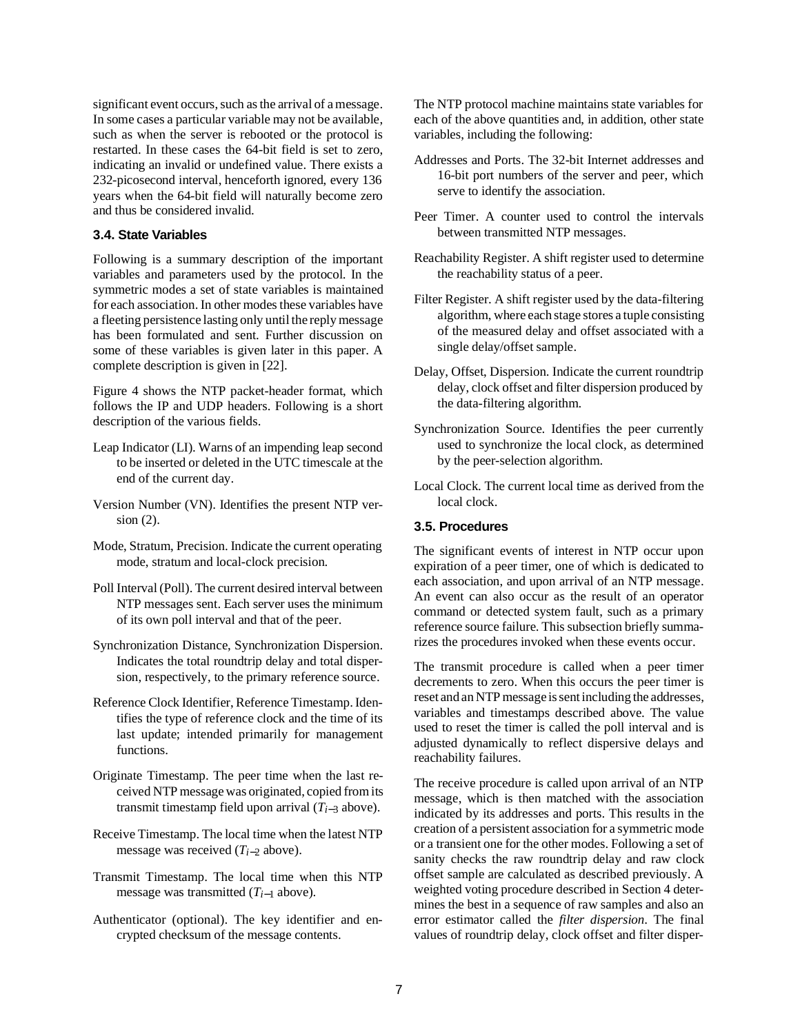significant event occurs, such as the arrival of a message. In some cases a particular variable may not be available, such as when the server is rebooted or the protocol is restarted. In these cases the 64-bit field is set to zero, indicating an invalid or undefined value. There exists a 232-picosecond interval, henceforth ignored, every 136 years when the 64-bit field will naturally become zero and thus be considered invalid.

### 3.4. State Variables

Following is a summary description of the important variables and parameters used by the protocol. In the symmetric modes a set of state variables is maintained for each association. In other modes these variables have a fleeting persistence lasting only until the reply message has been formulated and sent. Further discussion on some of these variables is given later in this paper. A complete description is given in [22].

Figure 4 shows the NTP packet-header format, which follows the IP and UDP headers. Following is a short description of the various fields.

Leap Indicator (LI). Warns of an impending leap second to be inserted or deleted in the UTC timescale at the end of the current day.

Version Number (VN). Identifies the present NTP version (2).

Mode, Stratum, Precision. Indicate the current operating mode, stratum and local-clock precision.

Poll Interval (Poll). The current desired interval between NTP messages sent. Each server uses the minimum of its own poll interval and that of the peer.

Synchronization Distance, Synchronization Dispersion. Indicates the total roundtrip delay and total dispersion, respectively, to the primary reference source.

Reference Clock Identifier, Reference Timestamp. Identifies the type of reference clock and the time of its last update; intended primarily for management functions.

Originate Timestamp. The peer time when the last received NTP message was originated, copied from its transmit timestamp field upon arrival ($T_{i-3}$ above).

Receive Timestamp. The local time when the latest NTP message was received ($T_{i-2}$ above).

Transmit Timestamp. The local time when this NTP message was transmitted ($T_{i-1}$ above).

Authenticator (optional). The key identifier and encrypted checksum of the message contents.

The NTP protocol machine maintains state variables for each of the above quantities and, in addition, other state variables, including the following:

Addresses and Ports. The 32-bit Internet addresses and 16-bit port numbers of the server and peer, which serve to identify the association.

Peer Timer. A counter used to control the intervals between transmitted NTP messages.

Reachability Register. A shift register used to determine the reachability status of a peer.

Filter Register. A shift register used by the data-filtering algorithm, where each stage stores a tuple consisting of the measured delay and offset associated with a single delay/offset sample.

Delay, Offset, Dispersion. Indicate the current roundtrip delay, clock offset and filter dispersion produced by the data-filtering algorithm.

Synchronization Source. Identifies the peer currently used to synchronize the local clock, as determined by the peer-selection algorithm.

Local Clock. The current local time as derived from the local clock.

### 3.5. Procedures

The significant events of interest in NTP occur upon expiration of a peer timer, one of which is dedicated to each association, and upon arrival of an NTP message. An event can also occur as the result of an operator command or detected system fault, such as a primary reference source failure. This subsection briefly summarizes the procedures invoked when these events occur.

The transmit procedure is called when a peer timer decrements to zero. When this occurs the peer timer is reset and an NTP message is sent including the addresses, variables and timestamps described above. The value used to reset the timer is called the poll interval and is adjusted dynamically to reflect dispersive delays and reachability failures.

The receive procedure is called upon arrival of an NTP message, which is then matched with the association indicated by its addresses and ports. This results in the creation of a persistent association for a symmetric mode or a transient one for the other modes. Following a set of sanity checks the raw roundtrip delay and raw clock offset sample are calculated as described previously. A weighted voting procedure described in Section 4 determines the best in a sequence of raw samples and also an error estimator called the *filter dispersion*. The final values of roundtrip delay, clock offset and filter disper-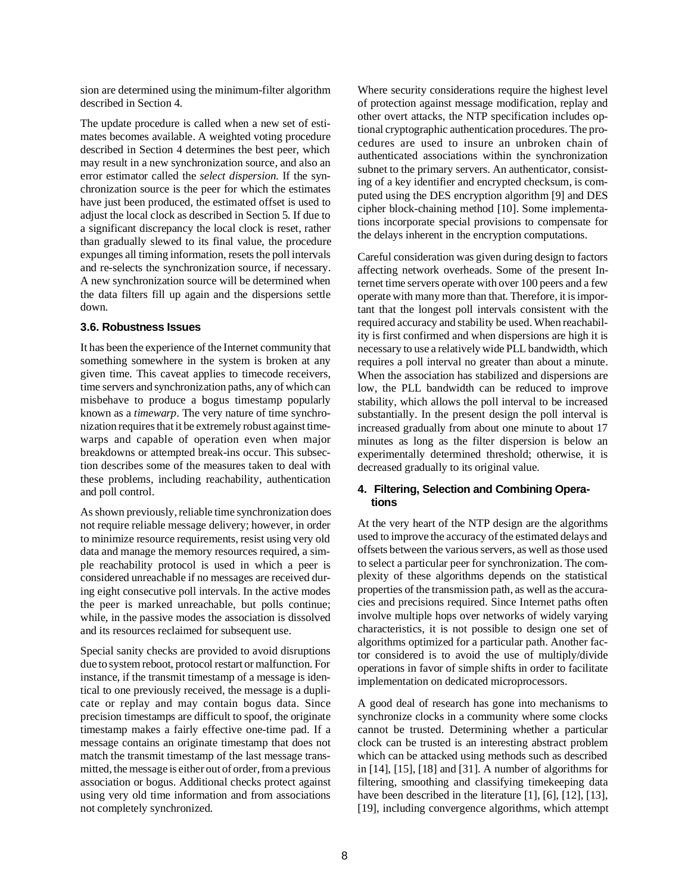sion are determined using the minimum-filter algorithm described in Section 4.

The update procedure is called when a new set of estimates becomes available. A weighted voting procedure described in Section 4 determines the best peer, which may result in a new synchronization source, and also an error estimator called the *select dispersion.* If the synchronization source is the peer for which the estimates have just been produced, the estimated offset is used to adjust the local clock as described in Section 5. If due to a significant discrepancy the local clock is reset, rather than gradually slewed to its final value, the procedure expunges all timing information, resets the poll intervals and re-selects the synchronization source, if necessary. A new synchronization source will be determined when the data filters fill up again and the dispersions settle down.

### 3.6. Robustness Issues

It has been the experience of the Internet community that something somewhere in the system is broken at any given time. This caveat applies to timecode receivers, time servers and synchronization paths, any of which can misbehave to produce a bogus timestamp popularly known as a *timewarp*. The very nature of time synchronization requires that it be extremely robust against timewarps and capable of operation even when major breakdowns or attempted break-ins occur. This subsection describes some of the measures taken to deal with these problems, including reachability, authentication and poll control.

As shown previously, reliable time synchronization does not require reliable message delivery; however, in order to minimize resource requirements, resist using very old data and manage the memory resources required, a simple reachability protocol is used in which a peer is considered unreachable if no messages are received during eight consecutive poll intervals. In the active modes the peer is marked unreachable, but polls continue; while, in the passive modes the association is dissolved and its resources reclaimed for subsequent use.

Special sanity checks are provided to avoid disruptions due to system reboot, protocol restart or malfunction. For instance, if the transmit timestamp of a message is identical to one previously received, the message is a duplicate or replay and may contain bogus data. Since precision timestamps are difficult to spoof, the originate timestamp makes a fairly effective one-time pad. If a message contains an originate timestamp that does not match the transmit timestamp of the last message transmitted, the message is either out of order, from a previous association or bogus. Additional checks protect against using very old time information and from associations not completely synchronized.

Where security considerations require the highest level of protection against message modification, replay and other overt attacks, the NTP specification includes optional cryptographic authentication procedures. The procedures are used to insure an unbroken chain of authenticated associations within the synchronization subnet to the primary servers. An authenticator, consisting of a key identifier and encrypted checksum, is computed using the DES encryption algorithm [9] and DES cipher block-chaining method [10]. Some implementations incorporate special provisions to compensate for the delays inherent in the encryption computations.

Careful consideration was given during design to factors affecting network overheads. Some of the present Internet time servers operate with over 100 peers and a few operate with many more than that. Therefore, it is important that the longest poll intervals consistent with the required accuracy and stability be used. When reachability is first confirmed and when dispersions are high it is necessary to use a relatively wide PLL bandwidth, which requires a poll interval no greater than about a minute. When the association has stabilized and dispersions are low, the PLL bandwidth can be reduced to improve stability, which allows the poll interval to be increased substantially. In the present design the poll interval is increased gradually from about one minute to about 17 minutes as long as the filter dispersion is below an experimentally determined threshold; otherwise, it is decreased gradually to its original value.

## 4. Filtering, Selection and Combining Operations

At the very heart of the NTP design are the algorithms used to improve the accuracy of the estimated delays and offsets between the various servers, as well as those used to select a particular peer for synchronization. The complexity of these algorithms depends on the statistical properties of the transmission path, as well as the accuracies and precisions required. Since Internet paths often involve multiple hops over networks of widely varying characteristics, it is not possible to design one set of algorithms optimized for a particular path. Another factor considered is to avoid the use of multiply/divide operations in favor of simple shifts in order to facilitate implementation on dedicated microprocessors.

A good deal of research has gone into mechanisms to synchronize clocks in a community where some clocks cannot be trusted. Determining whether a particular clock can be trusted is an interesting abstract problem which can be attacked using methods such as described in [14], [15], [18] and [31]. A number of algorithms for filtering, smoothing and classifying timekeeping data have been described in the literature [1], [6], [12], [13], [19], including convergence algorithms, which attempt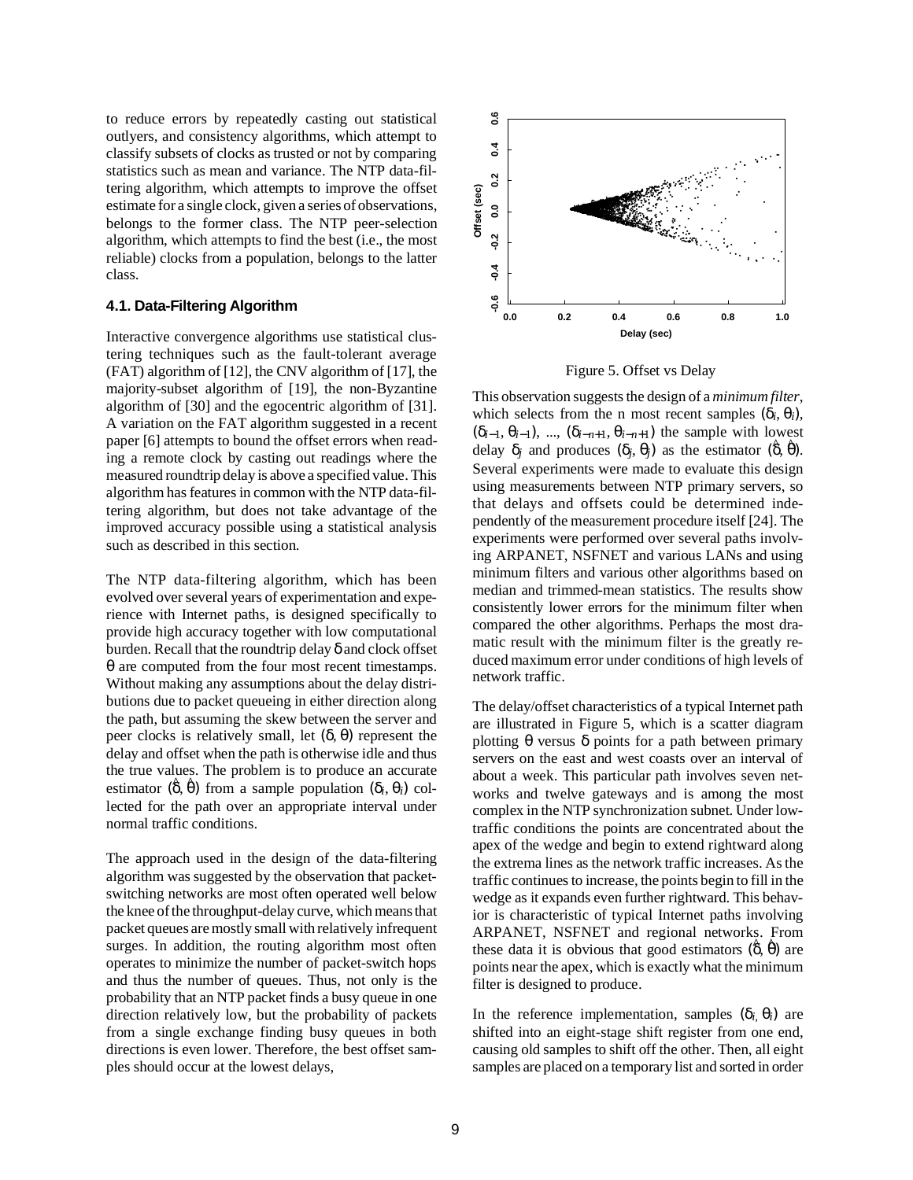to reduce errors by repeatedly casting out statistical outlyers, and consistency algorithms, which attempt to classify subsets of clocks as trusted or not by comparing statistics such as mean and variance. The NTP data-filtering algorithm, which attempts to improve the offset estimate for a single clock, given a series of observations, belongs to the former class. The NTP peer-selection algorithm, which attempts to find the best (i.e., the most reliable) clocks from a population, belongs to the latter class.

### 4.1. Data-Filtering Algorithm

Interactive convergence algorithms use statistical clustering techniques such as the fault-tolerant average (FAT) algorithm of [12], the CNV algorithm of [17], the majority-subset algorithm of [19], the non-Byzantine algorithm of [30] and the egocentric algorithm of [31]. A variation on the FAT algorithm suggested in a recent paper [6] attempts to bound the offset errors when reading a remote clock by casting out readings where the measured roundtrip delay is above a specified value. This algorithm has features in common with the NTP data-filtering algorithm, but does not take advantage of the improved accuracy possible using a statistical analysis such as described in this section.

The NTP data-filtering algorithm, which has been evolved over several years of experimentation and experience with Internet paths, is designed specifically to provide high accuracy together with low computational burden. Recall that the roundtrip delay $\delta$ and clock offset $\theta$ are computed from the four most recent timestamps. Without making any assumptions about the delay distributions due to packet queueing in either direction along the path, but assuming the skew between the server and peer clocks is relatively small, let $(\delta, \theta)$ represent the delay and offset when the path is otherwise idle and thus the true values. The problem is to produce an accurate estimator $(\hat{\delta}, \hat{\theta})$ from a sample population $(\delta_i, \theta_i)$ collected for the path over an appropriate interval under normal traffic conditions.

The approach used in the design of the data-filtering algorithm was suggested by the observation that packet-switching networks are most often operated well below the knee of the throughput-delay curve, which means that packet queues are mostly small with relatively infrequent surges. In addition, the routing algorithm most often operates to minimize the number of packet-switch hops and thus the number of queues. Thus, not only is the probability that an NTP packet finds a busy queue in one direction relatively low, but the probability of packets from a single exchange finding busy queues in both directions is even lower. Therefore, the best offset samples should occur at the lowest delays,

Figure 5. Offset vs Delay

This observation suggests the design of a *minimum filter*, which selects from the n most recent samples $(\delta_i, \theta_i)$, $(\delta_{i-1}, \theta_{i-1})$, ..., $(\delta_{i-n+1}, \theta_{i-n+1})$ the sample with lowest delay $\delta_j$ and produces $(\delta_j, \theta_j)$ as the estimator $(\hat{\delta}, \hat{\theta})$. Several experiments were made to evaluate this design using measurements between NTP primary servers, so that delays and offsets could be determined independently of the measurement procedure itself [24]. The experiments were performed over several paths involving ARPANET, NSFNET and various LANs and using minimum filters and various other algorithms based on median and trimmed-mean statistics. The results show consistently lower errors for the minimum filter when compared the other algorithms. Perhaps the most dramatic result with the minimum filter is the greatly reduced maximum error under conditions of high levels of network traffic.

The delay/offset characteristics of a typical Internet path are illustrated in Figure 5, which is a scatter diagram plotting $\theta$ versus $\delta$ points for a path between primary servers on the east and west coasts over an interval of about a week. This particular path involves seven networks and twelve gateways and is among the most complex in the NTP synchronization subnet. Under low-traffic conditions the points are concentrated about the apex of the wedge and begin to extend rightward along the extrema lines as the network traffic increases. As the traffic continues to increase, the points begin to fill in the wedge as it expands even further rightward. This behavior is characteristic of typical Internet paths involving ARPANET, NSFNET and regional networks. From these data it is obvious that good estimators $(\hat{\delta}, \hat{\theta})$ are points near the apex, which is exactly what the minimum filter is designed to produce.

In the reference implementation, samples $(\delta_i, \theta_i)$ are shifted into an eight-stage shift register from one end, causing old samples to shift off the other. Then, all eight samples are placed on a temporary list and sorted in order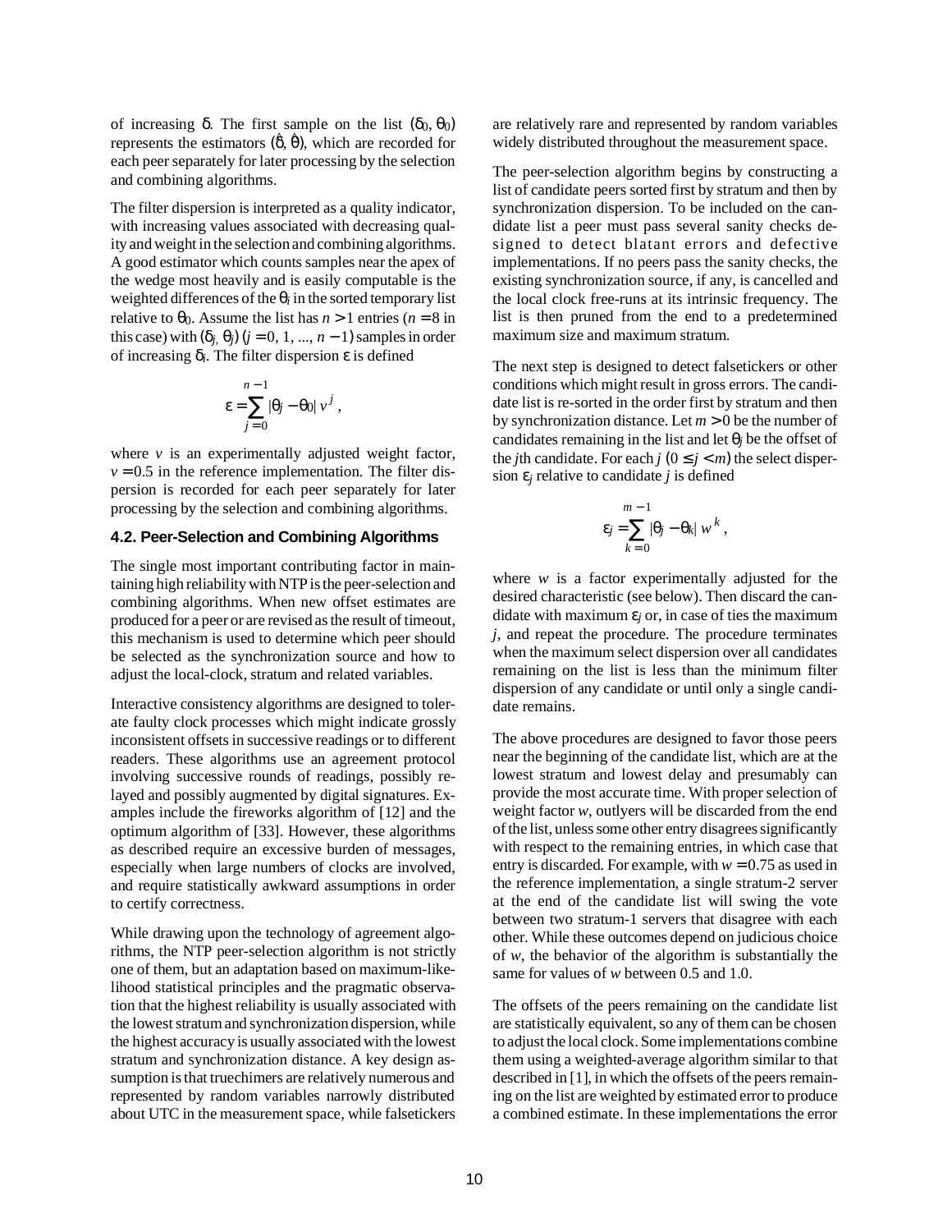of increasing $\delta$. The first sample on the list $(\delta_0, \theta_0)$ represents the estimators $(\hat{\delta}, \hat{\theta})$, which are recorded for each peer separately for later processing by the selection and combining algorithms.

The filter dispersion is interpreted as a quality indicator, with increasing values associated with decreasing quality and weight in the selection and combining algorithms. A good estimator which counts samples near the apex of the wedge most heavily and is easily computable is the weighted differences of the $\theta_i$ in the sorted temporary list relative to $\theta_0$. Assume the list has $n > 1$ entries ($n = 8$ in this case) with $(\delta_j, \theta_j)$ $(j = 0, 1, ..., n - 1)$ samples in order of increasing $\delta_i$. The filter dispersion $\varepsilon$ is defined

$$\varepsilon = \sum_{j=0}^{n-1} |\theta_j - \theta_0| \, v^j ,$$

where $v$ is an experimentally adjusted weight factor, $v = 0.5$ in the reference implementation. The filter dispersion is recorded for each peer separately for later processing by the selection and combining algorithms.

### 4.2. Peer-Selection and Combining Algorithms

The single most important contributing factor in maintaining high reliability with NTP is the peer-selection and combining algorithms. When new offset estimates are produced for a peer or are revised as the result of timeout, this mechanism is used to determine which peer should be selected as the synchronization source and how to adjust the local-clock, stratum and related variables.

Interactive consistency algorithms are designed to tolerate faulty clock processes which might indicate grossly inconsistent offsets in successive readings or to different readers. These algorithms use an agreement protocol involving successive rounds of readings, possibly relayed and possibly augmented by digital signatures. Examples include the fireworks algorithm of [12] and the optimum algorithm of [33]. However, these algorithms as described require an excessive burden of messages, especially when large numbers of clocks are involved, and require statistically awkward assumptions in order to certify correctness.

While drawing upon the technology of agreement algorithms, the NTP peer-selection algorithm is not strictly one of them, but an adaptation based on maximum-likelihood statistical principles and the pragmatic observation that the highest reliability is usually associated with the lowest stratum and synchronization dispersion, while the highest accuracy is usually associated with the lowest stratum and synchronization distance. A key design assumption is that truechimers are relatively numerous and represented by random variables narrowly distributed about UTC in the measurement space, while falsetickers are relatively rare and represented by random variables widely distributed throughout the measurement space.

The peer-selection algorithm begins by constructing a list of candidate peers sorted first by stratum and then by synchronization dispersion. To be included on the candidate list a peer must pass several sanity checks designed to detect blatant errors and defective implementations. If no peers pass the sanity checks, the existing synchronization source, if any, is cancelled and the local clock free-runs at its intrinsic frequency. The list is then pruned from the end to a predetermined maximum size and maximum stratum.

The next step is designed to detect falsetickers or other conditions which might result in gross errors. The candidate list is re-sorted in the order first by stratum and then by synchronization distance. Let $m > 0$ be the number of candidates remaining in the list and let $\theta_j$ be the offset of the $j$th candidate. For each $j$ $(0 \le j < m)$ the select dispersion $\varepsilon_j$ relative to candidate $j$ is defined

$$\varepsilon_j = \sum_{k=0}^{m-1} |\theta_j - \theta_k| \, w^k ,$$

where $w$ is a factor experimentally adjusted for the desired characteristic (see below). Then discard the candidate with maximum $\varepsilon_j$ or, in case of ties the maximum $j$, and repeat the procedure. The procedure terminates when the maximum select dispersion over all candidates remaining on the list is less than the minimum filter dispersion of any candidate or until only a single candidate remains.

The above procedures are designed to favor those peers near the beginning of the candidate list, which are at the lowest stratum and lowest delay and presumably can provide the most accurate time. With proper selection of weight factor $w$, outlyers will be discarded from the end of the list, unless some other entry disagrees significantly with respect to the remaining entries, in which case that entry is discarded. For example, with $w = 0.75$ as used in the reference implementation, a single stratum-2 server at the end of the candidate list will swing the vote between two stratum-1 servers that disagree with each other. While these outcomes depend on judicious choice of $w$, the behavior of the algorithm is substantially the same for values of $w$ between 0.5 and 1.0.

The offsets of the peers remaining on the candidate list are statistically equivalent, so any of them can be chosen to adjust the local clock. Some implementations combine them using a weighted-average algorithm similar to that described in [1], in which the offsets of the peers remaining on the list are weighted by estimated error to produce a combined estimate. In these implementations the error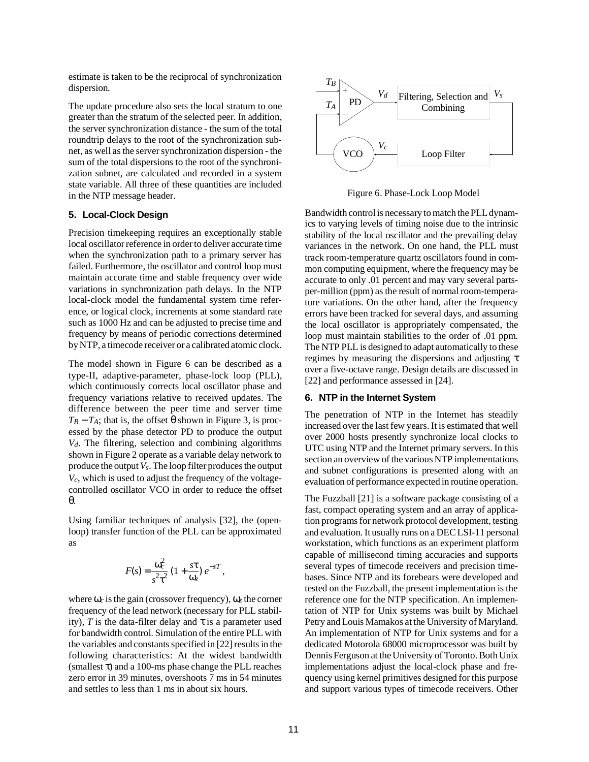estimate is taken to be the reciprocal of synchronization dispersion.

The update procedure also sets the local stratum to one greater than the stratum of the selected peer. In addition, the server synchronization distance - the sum of the total roundtrip delays to the root of the synchronization subnet, as well as the server synchronization dispersion - the sum of the total dispersions to the root of the synchronization subnet, are calculated and recorded in a system state variable. All three of these quantities are included in the NTP message header.

## 5. Local-Clock Design

Precision timekeeping requires an exceptionally stable local oscillator reference in order to deliver accurate time when the synchronization path to a primary server has failed. Furthermore, the oscillator and control loop must maintain accurate time and stable frequency over wide variations in synchronization path delays. In the NTP local-clock model the fundamental system time reference, or logical clock, increments at some standard rate such as 1000 Hz and can be adjusted to precise time and frequency by means of periodic corrections determined by NTP, a timecode receiver or a calibrated atomic clock.

The model shown in Figure 6 can be described as a type-II, adaptive-parameter, phase-lock loop (PLL), which continuously corrects local oscillator phase and frequency variations relative to received updates. The difference between the peer time and server time $T_B - T_A$; that is, the offset $\theta$ shown in Figure 3, is processed by the phase detector PD to produce the output $V_d$. The filtering, selection and combining algorithms shown in Figure 2 operate as a variable delay network to produce the output $V_s$. The loop filter produces the output $V_c$, which is used to adjust the frequency of the voltage-controlled oscillator VCO in order to reduce the offset $\theta$.

Using familiar techniques of analysis [32], the (open-loop) transfer function of the PLL can be approximated as

$$F(s) = \frac{\omega_c^2}{s^2 \tau^2} \left(1 + \frac{s\tau}{\omega_z}\right) e^{-sT},$$

where $\omega_c$ is the gain (crossover frequency), $\omega_z$ the corner frequency of the lead network (necessary for PLL stability), $T$ is the data-filter delay and $\tau$ is a parameter used for bandwidth control. Simulation of the entire PLL with the variables and constants specified in [22] results in the following characteristics: At the widest bandwidth (smallest $\tau$) and a 100-ms phase change the PLL reaches zero error in 39 minutes, overshoots 7 ms in 54 minutes and settles to less than 1 ms in about six hours.

Figure 6. Phase-Lock Loop Model

Bandwidth control is necessary to match the PLL dynamics to varying levels of timing noise due to the intrinsic stability of the local oscillator and the prevailing delay variances in the network. On one hand, the PLL must track room-temperature quartz oscillators found in common computing equipment, where the frequency may be accurate to only .01 percent and may vary several parts-per-million (ppm) as the result of normal room-temperature variations. On the other hand, after the frequency errors have been tracked for several days, and assuming the local oscillator is appropriately compensated, the loop must maintain stabilities to the order of .01 ppm. The NTP PLL is designed to adapt automatically to these regimes by measuring the dispersions and adjusting $\tau$ over a five-octave range. Design details are discussed in [22] and performance assessed in [24].

## 6. NTP in the Internet System

The penetration of NTP in the Internet has steadily increased over the last few years. It is estimated that well over 2000 hosts presently synchronize local clocks to UTC using NTP and the Internet primary servers. In this section an overview of the various NTP implementations and subnet configurations is presented along with an evaluation of performance expected in routine operation.

The Fuzzball [21] is a software package consisting of a fast, compact operating system and an array of application programs for network protocol development, testing and evaluation. It usually runs on a DEC LSI-11 personal workstation, which functions as an experiment platform capable of millisecond timing accuracies and supports several types of timecode receivers and precision timebases. Since NTP and its forebears were developed and tested on the Fuzzball, the present implementation is the reference one for the NTP specification. An implementation of NTP for Unix systems was built by Michael Petry and Louis Mamakos at the University of Maryland. An implementation of NTP for Unix systems and for a dedicated Motorola 68000 microprocessor was built by Dennis Ferguson at the University of Toronto. Both Unix implementations adjust the local-clock phase and frequency using kernel primitives designed for this purpose and support various types of timecode receivers. Other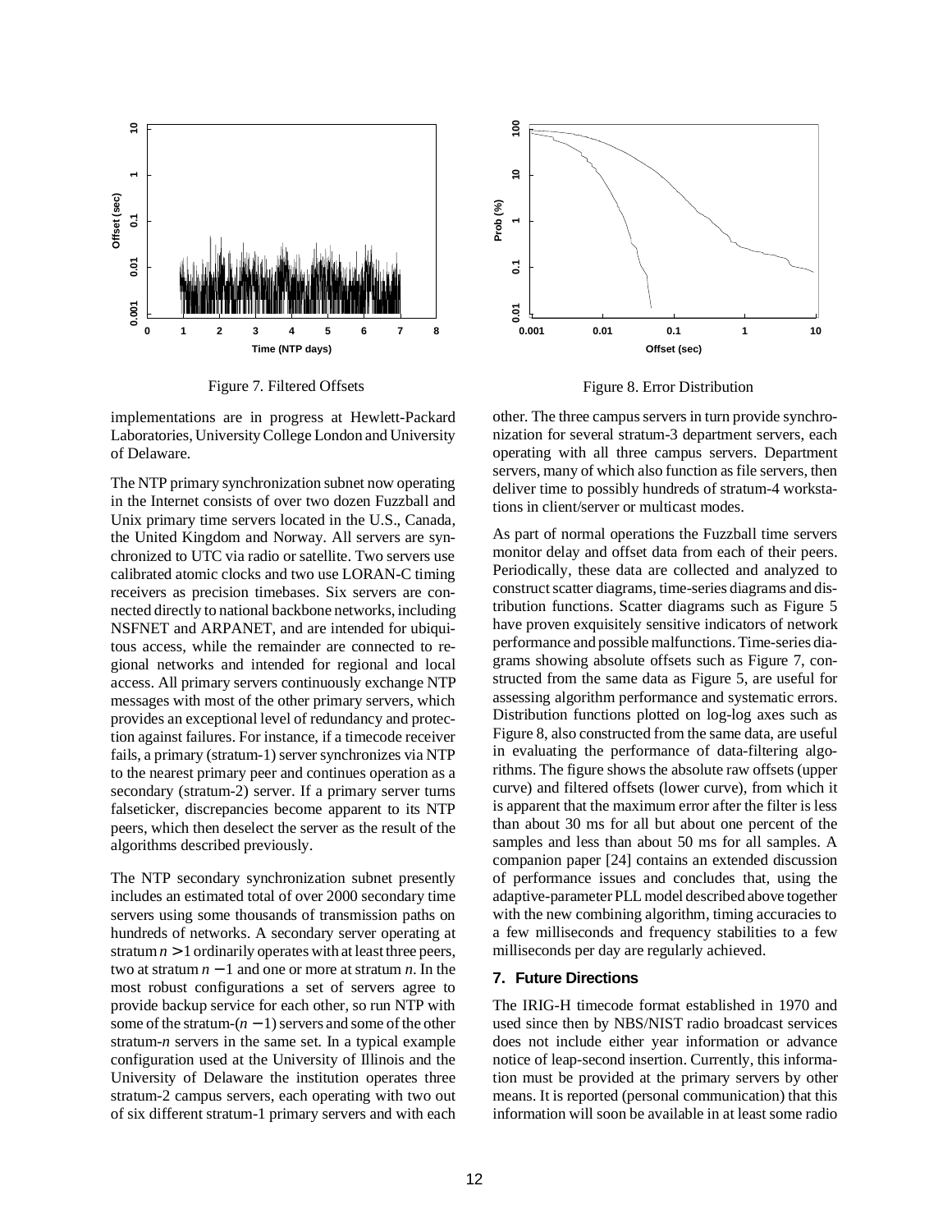Figure 7. Filtered Offsets

Figure 8. Error Distribution

implementations are in progress at Hewlett-Packard Laboratories, University College London and University of Delaware.

The NTP primary synchronization subnet now operating in the Internet consists of over two dozen Fuzzball and Unix primary time servers located in the U.S., Canada, the United Kingdom and Norway. All servers are synchronized to UTC via radio or satellite. Two servers use calibrated atomic clocks and two use LORAN-C timing receivers as precision timebases. Six servers are connected directly to national backbone networks, including NSFNET and ARPANET, and are intended for ubiquitous access, while the remainder are connected to regional networks and intended for regional and local access. All primary servers continuously exchange NTP messages with most of the other primary servers, which provides an exceptional level of redundancy and protection against failures. For instance, if a timecode receiver fails, a primary (stratum-1) server synchronizes via NTP to the nearest primary peer and continues operation as a secondary (stratum-2) server. If a primary server turns falseticker, discrepancies become apparent to its NTP peers, which then deselect the server as the result of the algorithms described previously.

The NTP secondary synchronization subnet presently includes an estimated total of over 2000 secondary time servers using some thousands of transmission paths on hundreds of networks. A secondary server operating at stratum $n > 1$ ordinarily operates with at least three peers, two at stratum $n - 1$ and one or more at stratum $n$. In the most robust configurations a set of servers agree to provide backup service for each other, so run NTP with some of the stratum-$(n - 1)$ servers and some of the other stratum-$n$ servers in the same set. In a typical example configuration used at the University of Illinois and the University of Delaware the institution operates three stratum-2 campus servers, each operating with two out of six different stratum-1 primary servers and with each other. The three campus servers in turn provide synchronization for several stratum-3 department servers, each operating with all three campus servers. Department servers, many of which also function as file servers, then deliver time to possibly hundreds of stratum-4 workstations in client/server or multicast modes.

As part of normal operations the Fuzzball time servers monitor delay and offset data from each of their peers. Periodically, these data are collected and analyzed to construct scatter diagrams, time-series diagrams and distribution functions. Scatter diagrams such as Figure 5 have proven exquisitely sensitive indicators of network performance and possible malfunctions. Time-series diagrams showing absolute offsets such as Figure 7, constructed from the same data as Figure 5, are useful for assessing algorithm performance and systematic errors. Distribution functions plotted on log-log axes such as Figure 8, also constructed from the same data, are useful in evaluating the performance of data-filtering algorithms. The figure shows the absolute raw offsets (upper curve) and filtered offsets (lower curve), from which it is apparent that the maximum error after the filter is less than about 30 ms for all but about one percent of the samples and less than about 50 ms for all samples. A companion paper [24] contains an extended discussion of performance issues and concludes that, using the adaptive-parameter PLL model described above together with the new combining algorithm, timing accuracies to a few milliseconds and frequency stabilities to a few milliseconds per day are regularly achieved.

### 7. Future Directions

The IRIG-H timecode format established in 1970 and used since then by NBS/NIST radio broadcast services does not include either year information or advance notice of leap-second insertion. Currently, this information must be provided at the primary servers by other means. It is reported (personal communication) that this information will soon be available in at least some radio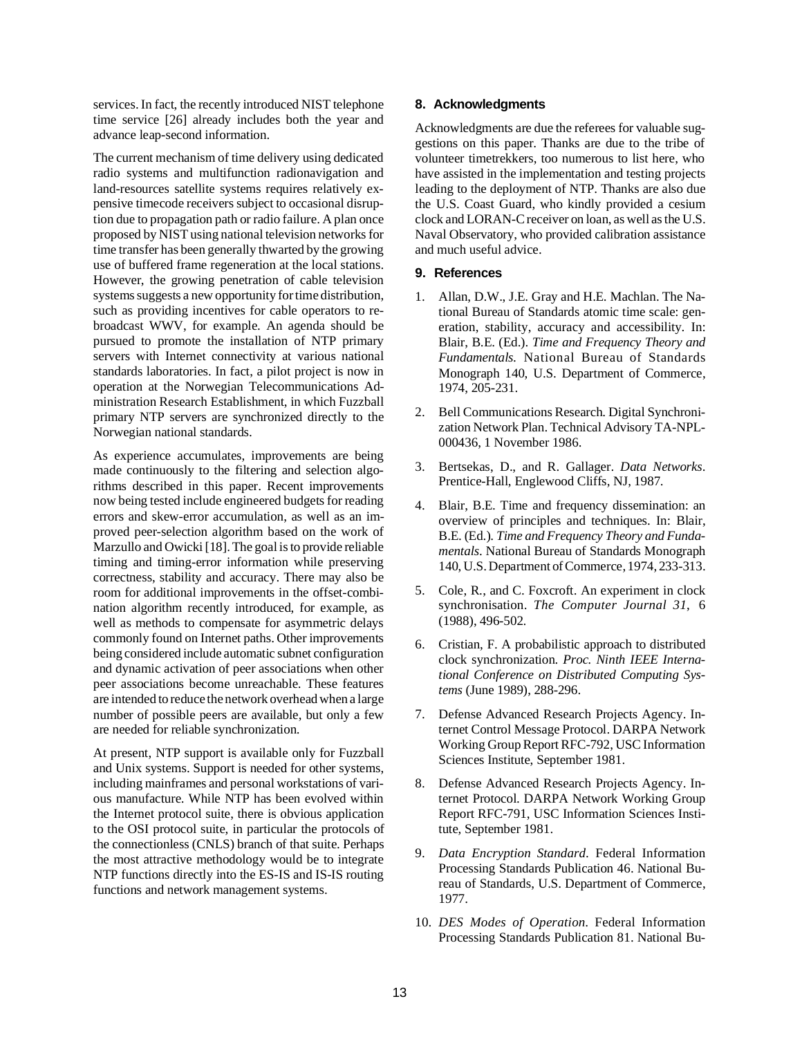services. In fact, the recently introduced NIST telephone time service [26] already includes both the year and advance leap-second information.

The current mechanism of time delivery using dedicated radio systems and multifunction radionavigation and land-resources satellite systems requires relatively expensive timecode receivers subject to occasional disruption due to propagation path or radio failure. A plan once proposed by NIST using national television networks for time transfer has been generally thwarted by the growing use of buffered frame regeneration at the local stations. However, the growing penetration of cable television systems suggests a new opportunity for time distribution, such as providing incentives for cable operators to rebroadcast WWV, for example. An agenda should be pursued to promote the installation of NTP primary servers with Internet connectivity at various national standards laboratories. In fact, a pilot project is now in operation at the Norwegian Telecommunications Administration Research Establishment, in which Fuzzball primary NTP servers are synchronized directly to the Norwegian national standards.

As experience accumulates, improvements are being made continuously to the filtering and selection algorithms described in this paper. Recent improvements now being tested include engineered budgets for reading errors and skew-error accumulation, as well as an improved peer-selection algorithm based on the work of Marzullo and Owicki [18]. The goal is to provide reliable timing and timing-error information while preserving correctness, stability and accuracy. There may also be room for additional improvements in the offset-combination algorithm recently introduced, for example, as well as methods to compensate for asymmetric delays commonly found on Internet paths. Other improvements being considered include automatic subnet configuration and dynamic activation of peer associations when other peer associations become unreachable. These features are intended to reduce the network overhead when a large number of possible peers are available, but only a few are needed for reliable synchronization.

At present, NTP support is available only for Fuzzball and Unix systems. Support is needed for other systems, including mainframes and personal workstations of various manufacture. While NTP has been evolved within the Internet protocol suite, there is obvious application to the OSI protocol suite, in particular the protocols of the connectionless (CNLS) branch of that suite. Perhaps the most attractive methodology would be to integrate NTP functions directly into the ES-IS and IS-IS routing functions and network management systems.

## 8. Acknowledgments

Acknowledgments are due the referees for valuable suggestions on this paper. Thanks are due to the tribe of volunteer timetrekkers, too numerous to list here, who have assisted in the implementation and testing projects leading to the deployment of NTP. Thanks are also due the U.S. Coast Guard, who kindly provided a cesium clock and LORAN-C receiver on loan, as well as the U.S. Naval Observatory, who provided calibration assistance and much useful advice.

## 9. References

1. Allan, D.W., J.E. Gray and H.E. Machlan. The National Bureau of Standards atomic time scale: generation, stability, accuracy and accessibility. In: Blair, B.E. (Ed.). *Time and Frequency Theory and Fundamentals.* National Bureau of Standards Monograph 140, U.S. Department of Commerce, 1974, 205-231.

2. Bell Communications Research. Digital Synchronization Network Plan. Technical Advisory TA-NPL-000436, 1 November 1986.

3. Bertsekas, D., and R. Gallager. *Data Networks*. Prentice-Hall, Englewood Cliffs, NJ, 1987.

4. Blair, B.E. Time and frequency dissemination: an overview of principles and techniques. In: Blair, B.E. (Ed.). *Time and Frequency Theory and Fundamentals*. National Bureau of Standards Monograph 140, U.S. Department of Commerce, 1974, 233-313.

5. Cole, R., and C. Foxcroft. An experiment in clock synchronisation. *The Computer Journal 31*, 6 (1988), 496-502.

6. Cristian, F. A probabilistic approach to distributed clock synchronization. *Proc. Ninth IEEE International Conference on Distributed Computing Systems* (June 1989), 288-296.

7. Defense Advanced Research Projects Agency. Internet Control Message Protocol. DARPA Network Working Group Report RFC-792, USC Information Sciences Institute, September 1981.

8. Defense Advanced Research Projects Agency. Internet Protocol. DARPA Network Working Group Report RFC-791, USC Information Sciences Institute, September 1981.

9. *Data Encryption Standard*. Federal Information Processing Standards Publication 46. National Bureau of Standards, U.S. Department of Commerce, 1977.

10. *DES Modes of Operation*. Federal Information Processing Standards Publication 81. National Bu-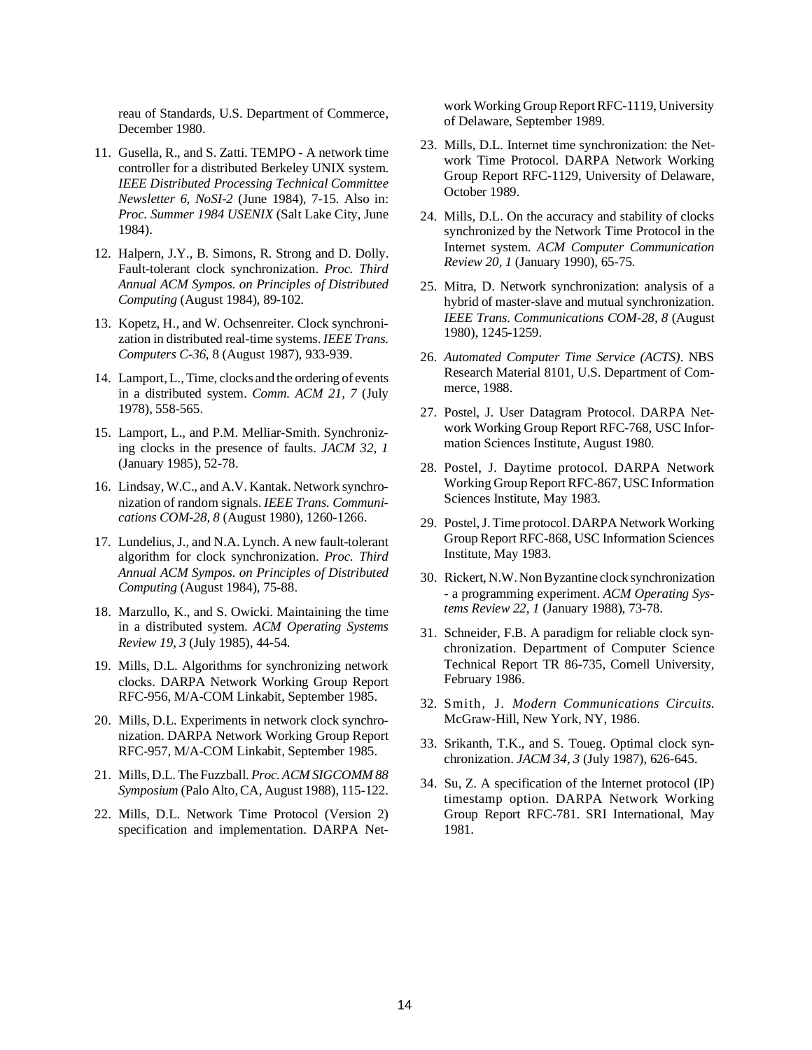reau of Standards, U.S. Department of Commerce, December 1980.

11. Gusella, R., and S. Zatti. TEMPO - A network time controller for a distributed Berkeley UNIX system. *IEEE Distributed Processing Technical Committee Newsletter 6, NoSI-2* (June 1984), 7-15. Also in: *Proc. Summer 1984 USENIX* (Salt Lake City, June 1984).

12. Halpern, J.Y., B. Simons, R. Strong and D. Dolly. Fault-tolerant clock synchronization. *Proc. Third Annual ACM Sympos. on Principles of Distributed Computing* (August 1984), 89-102.

13. Kopetz, H., and W. Ochsenreiter. Clock synchronization in distributed real-time systems. *IEEE Trans. Computers C-36,* 8 (August 1987), 933-939.

14. Lamport, L., Time, clocks and the ordering of events in a distributed system. *Comm. ACM 21, 7* (July 1978), 558-565.

15. Lamport, L., and P.M. Melliar-Smith. Synchronizing clocks in the presence of faults. *JACM 32, 1* (January 1985), 52-78.

16. Lindsay, W.C., and A.V. Kantak. Network synchronization of random signals. *IEEE Trans. Communications COM-28, 8* (August 1980), 1260-1266.

17. Lundelius, J., and N.A. Lynch. A new fault-tolerant algorithm for clock synchronization. *Proc. Third Annual ACM Sympos. on Principles of Distributed Computing* (August 1984), 75-88.

18. Marzullo, K., and S. Owicki. Maintaining the time in a distributed system. *ACM Operating Systems Review 19, 3* (July 1985), 44-54.

19. Mills, D.L. Algorithms for synchronizing network clocks. DARPA Network Working Group Report RFC-956, M/A-COM Linkabit, September 1985.

20. Mills, D.L. Experiments in network clock synchronization. DARPA Network Working Group Report RFC-957, M/A-COM Linkabit, September 1985.

21. Mills, D.L. The Fuzzball. *Proc. ACM SIGCOMM 88 Symposium* (Palo Alto, CA, August 1988), 115-122.

22. Mills, D.L. Network Time Protocol (Version 2) specification and implementation. DARPA Network Working Group Report RFC-1119, University of Delaware, September 1989.

23. Mills, D.L. Internet time synchronization: the Network Time Protocol. DARPA Network Working Group Report RFC-1129, University of Delaware, October 1989.

24. Mills, D.L. On the accuracy and stability of clocks synchronized by the Network Time Protocol in the Internet system. *ACM Computer Communication Review 20, 1* (January 1990), 65-75.

25. Mitra, D. Network synchronization: analysis of a hybrid of master-slave and mutual synchronization. *IEEE Trans. Communications COM-28, 8* (August 1980), 1245-1259.

26. *Automated Computer Time Service (ACTS)*. NBS Research Material 8101, U.S. Department of Commerce, 1988.

27. Postel, J. User Datagram Protocol. DARPA Network Working Group Report RFC-768, USC Information Sciences Institute, August 1980.

28. Postel, J. Daytime protocol. DARPA Network Working Group Report RFC-867, USC Information Sciences Institute, May 1983.

29. Postel, J. Time protocol. DARPA Network Working Group Report RFC-868, USC Information Sciences Institute, May 1983.

30. Rickert, N.W. Non Byzantine clock synchronization - a programming experiment. *ACM Operating Systems Review 22, 1* (January 1988), 73-78.

31. Schneider, F.B. A paradigm for reliable clock synchronization. Department of Computer Science Technical Report TR 86-735, Cornell University, February 1986.

32. Smith, J. *Modern Communications Circuits.* McGraw-Hill, New York, NY, 1986.

33. Srikanth, T.K., and S. Toueg. Optimal clock synchronization. *JACM 34, 3* (July 1987), 626-645.

34. Su, Z. A specification of the Internet protocol (IP) timestamp option. DARPA Network Working Group Report RFC-781. SRI International, May 1981.